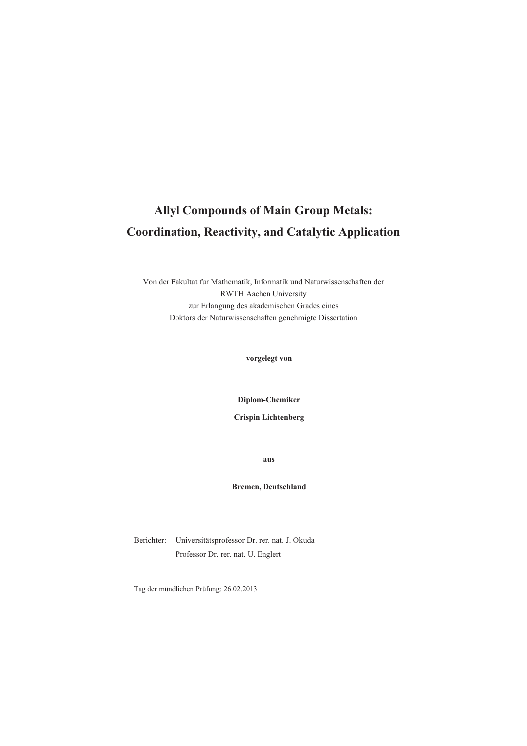# Allyl Compounds of Main Group Metals: Coordination, Reactivity, and Catalytic Application

Von der Fakultät für Mathematik, Informatik und Naturwissenschaften der
RWTH Aachen University
zur Erlangung des akademischen Grades eines
Doktors der Naturwissenschaften genehmigte Dissertation

**vorgelegt von**

**Diplom-Chemiker**

**Crispin Lichtenberg**

**aus**

**Bremen, Deutschland**

Berichter: Universitätsprofessor Dr. rer. nat. J. Okuda
Professor Dr. rer. nat. U. Englert

Tag der mündlichen Prüfung: 26.02.2013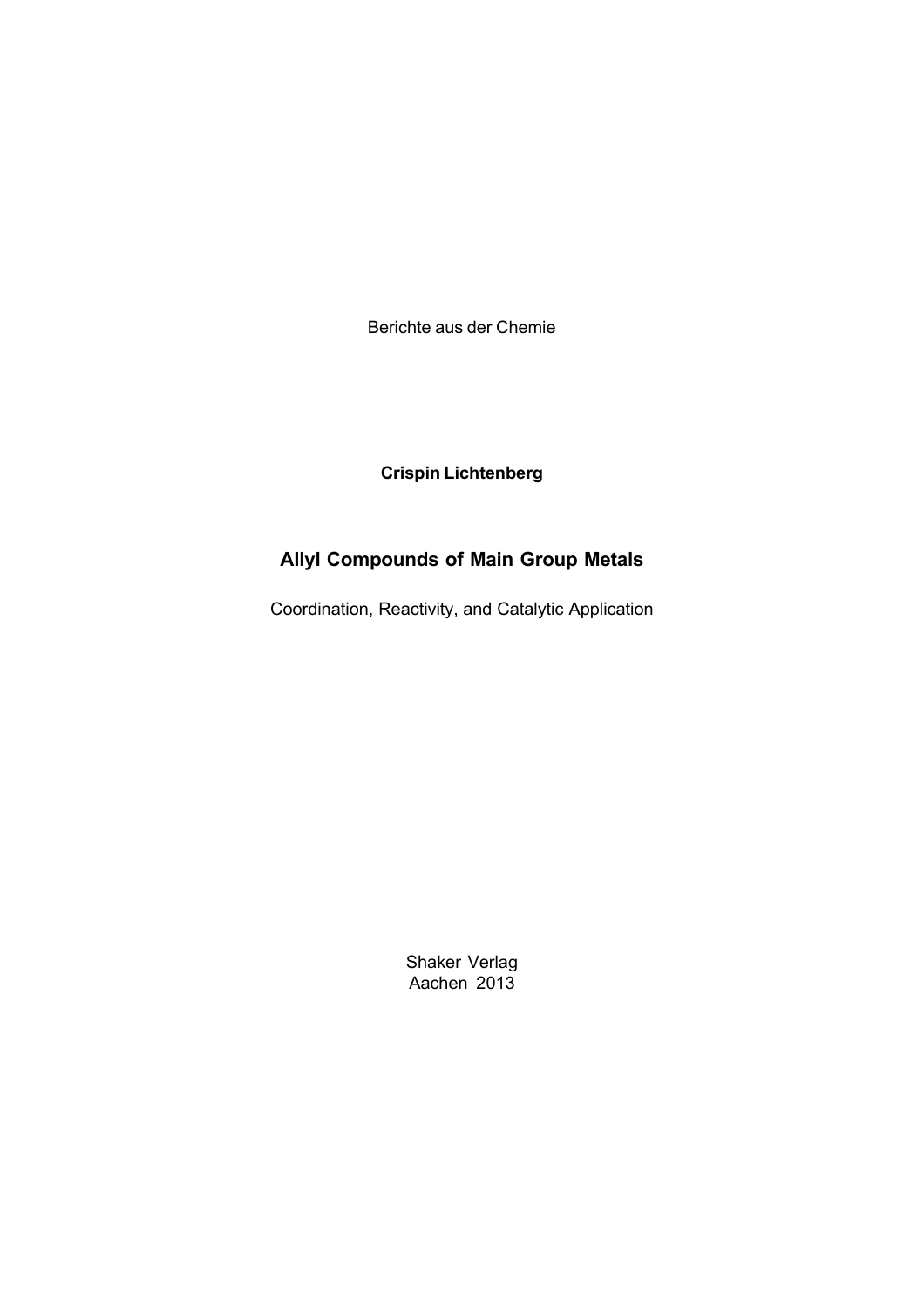Berichte aus der Chemie

**Crispin Lichtenberg**

# Allyl Compounds of Main Group Metals

Coordination, Reactivity, and Catalytic Application

Shaker Verlag
Aachen 2013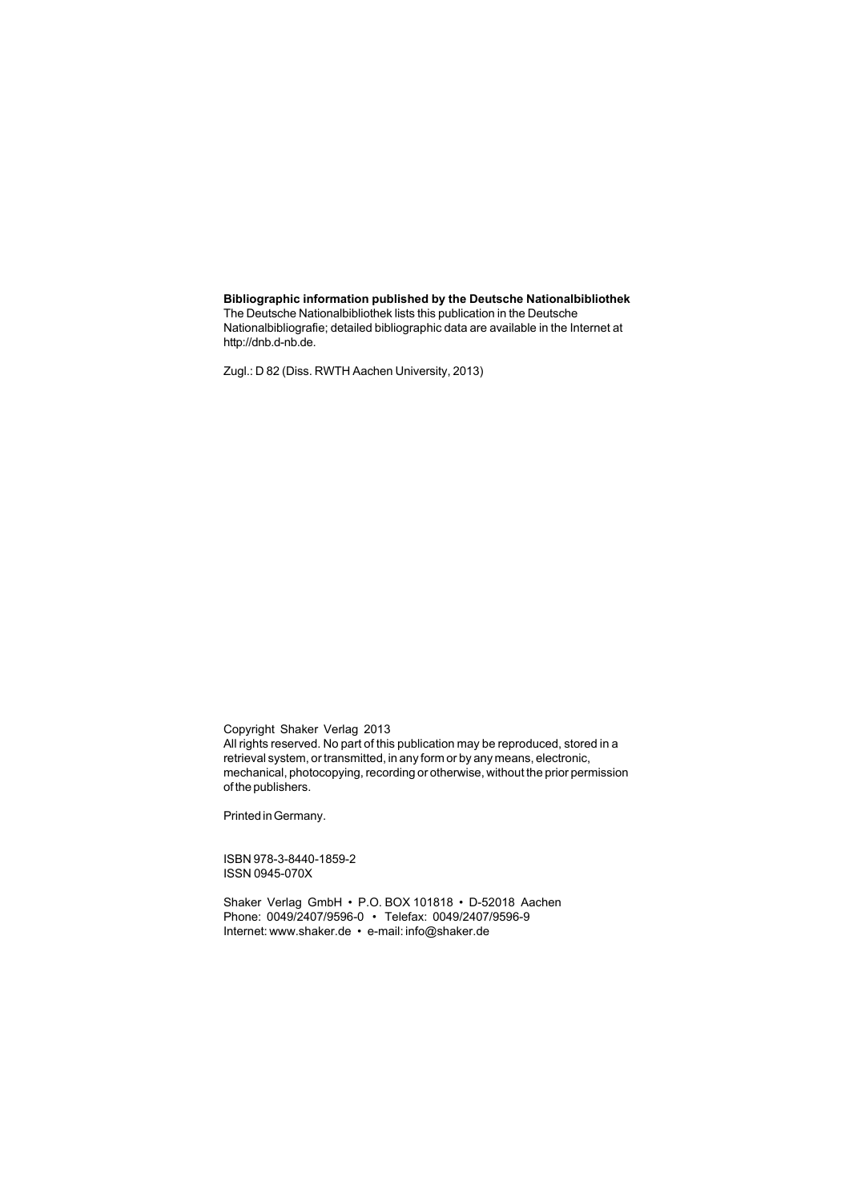**Bibliographic information published by the Deutsche Nationalbibliothek**
The Deutsche Nationalbibliothek lists this publication in the Deutsche Nationalbibliografie; detailed bibliographic data are available in the Internet at http://dnb.d-nb.de.

Zugl.: D 82 (Diss. RWTH Aachen University, 2013)

Copyright Shaker Verlag 2013
All rights reserved. No part of this publication may be reproduced, stored in a retrieval system, or transmitted, in any form or by any means, electronic, mechanical, photocopying, recording or otherwise, without the prior permission of the publishers.

Printed in Germany.

ISBN 978-3-8440-1859-2
ISSN 0945-070X

Shaker Verlag GmbH • P.O. BOX 101818 • D-52018 Aachen
Phone: 0049/2407/9596-0 • Telefax: 0049/2407/9596-9
Internet: www.shaker.de • e-mail: info@shaker.de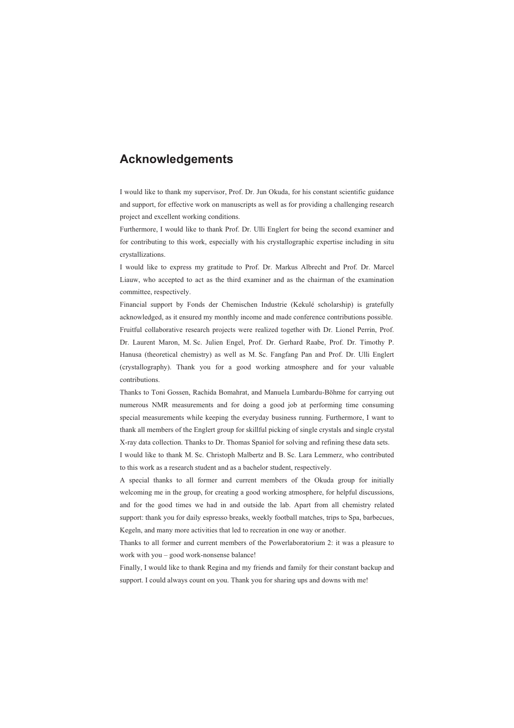# Acknowledgements

I would like to thank my supervisor, Prof. Dr. Jun Okuda, for his constant scientific guidance and support, for effective work on manuscripts as well as for providing a challenging research project and excellent working conditions.

Furthermore, I would like to thank Prof. Dr. Ulli Englert for being the second examiner and for contributing to this work, especially with his crystallographic expertise including in situ crystallizations.

I would like to express my gratitude to Prof. Dr. Markus Albrecht and Prof. Dr. Marcel Liauw, who accepted to act as the third examiner and as the chairman of the examination committee, respectively.

Financial support by Fonds der Chemischen Industrie (Kekulé scholarship) is gratefully acknowledged, as it ensured my monthly income and made conference contributions possible.

Fruitful collaborative research projects were realized together with Dr. Lionel Perrin, Prof. Dr. Laurent Maron, M. Sc. Julien Engel, Prof. Dr. Gerhard Raabe, Prof. Dr. Timothy P. Hanusa (theoretical chemistry) as well as M. Sc. Fangfang Pan and Prof. Dr. Ulli Englert (crystallography). Thank you for a good working atmosphere and for your valuable contributions.

Thanks to Toni Gossen, Rachida Bomahrat, and Manuela Lumbardu-Böhme for carrying out numerous NMR measurements and for doing a good job at performing time consuming special measurements while keeping the everyday business running. Furthermore, I want to thank all members of the Englert group for skillful picking of single crystals and single crystal X-ray data collection. Thanks to Dr. Thomas Spaniol for solving and refining these data sets.

I would like to thank M. Sc. Christoph Malbertz and B. Sc. Lara Lemmerz, who contributed to this work as a research student and as a bachelor student, respectively.

A special thanks to all former and current members of the Okuda group for initially welcoming me in the group, for creating a good working atmosphere, for helpful discussions, and for the good times we had in and outside the lab. Apart from all chemistry related support: thank you for daily espresso breaks, weekly football matches, trips to Spa, barbecues, Kegeln, and many more activities that led to recreation in one way or another.

Thanks to all former and current members of the Powerlaboratorium 2: it was a pleasure to work with you – good work-nonsense balance!

Finally, I would like to thank Regina and my friends and family for their constant backup and support. I could always count on you. Thank you for sharing ups and downs with me!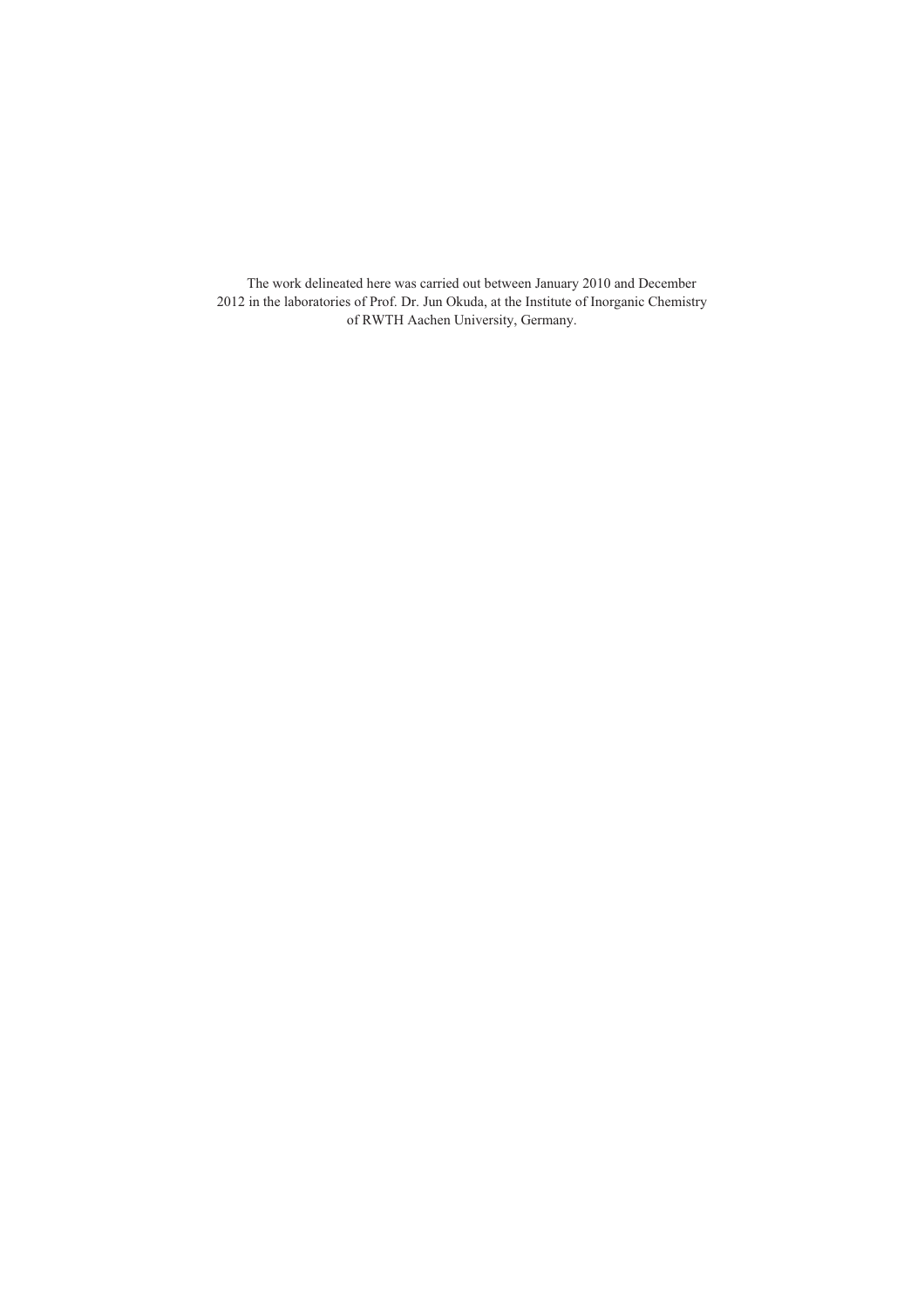The work delineated here was carried out between January 2010 and December 2012 in the laboratories of Prof. Dr. Jun Okuda, at the Institute of Inorganic Chemistry of RWTH Aachen University, Germany.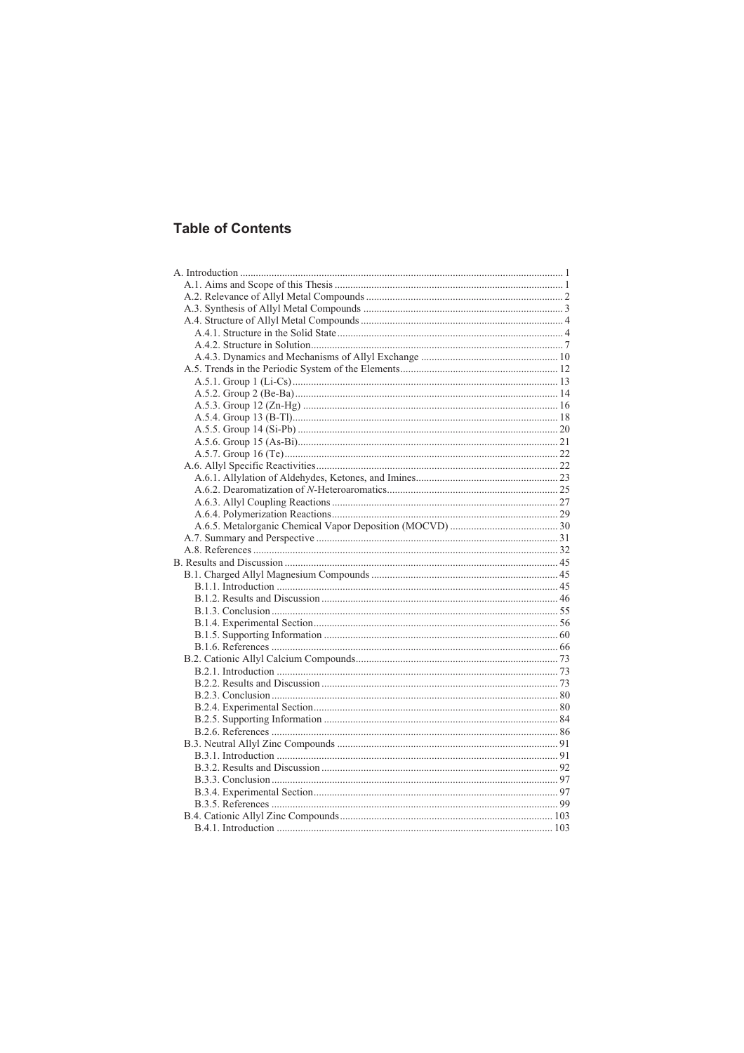# Table of Contents

A. Introduction .......... 1
- A.1. Aims and Scope of this Thesis .......... 1
- A.2. Relevance of Allyl Metal Compounds .......... 2
- A.3. Synthesis of Allyl Metal Compounds .......... 3
- A.4. Structure of Allyl Metal Compounds .......... 4
  - A.4.1. Structure in the Solid State .......... 4
  - A.4.2. Structure in Solution .......... 7
  - A.4.3. Dynamics and Mechanisms of Allyl Exchange .......... 10
- A.5. Trends in the Periodic System of the Elements .......... 12
  - A.5.1. Group 1 (Li-Cs) .......... 13
  - A.5.2. Group 2 (Be-Ba) .......... 14
  - A.5.3. Group 12 (Zn-Hg) .......... 16
  - A.5.4. Group 13 (B-Tl) .......... 18
  - A.5.5. Group 14 (Si-Pb) .......... 20
  - A.5.6. Group 15 (As-Bi) .......... 21
  - A.5.7. Group 16 (Te) .......... 22
- A.6. Allyl Specific Reactivities .......... 22
  - A.6.1. Allylation of Aldehydes, Ketones, and Imines .......... 23
  - A.6.2. Dearomatization of *N*-Heteroaromatics .......... 25
  - A.6.3. Allyl Coupling Reactions .......... 27
  - A.6.4. Polymerization Reactions .......... 29
  - A.6.5. Metalorganic Chemical Vapor Deposition (MOCVD) .......... 30
- A.7. Summary and Perspective .......... 31
- A.8. References .......... 32

B. Results and Discussion .......... 45
- B.1. Charged Allyl Magnesium Compounds .......... 45
  - B.1.1. Introduction .......... 45
  - B.1.2. Results and Discussion .......... 46
  - B.1.3. Conclusion .......... 55
  - B.1.4. Experimental Section .......... 56
  - B.1.5. Supporting Information .......... 60
  - B.1.6. References .......... 66
- B.2. Cationic Allyl Calcium Compounds .......... 73
  - B.2.1. Introduction .......... 73
  - B.2.2. Results and Discussion .......... 73
  - B.2.3. Conclusion .......... 80
  - B.2.4. Experimental Section .......... 80
  - B.2.5. Supporting Information .......... 84
  - B.2.6. References .......... 86
- B.3. Neutral Allyl Zinc Compounds .......... 91
  - B.3.1. Introduction .......... 91
  - B.3.2. Results and Discussion .......... 92
  - B.3.3. Conclusion .......... 97
  - B.3.4. Experimental Section .......... 97
  - B.3.5. References .......... 99
- B.4. Cationic Allyl Zinc Compounds .......... 103
  - B.4.1. Introduction .......... 103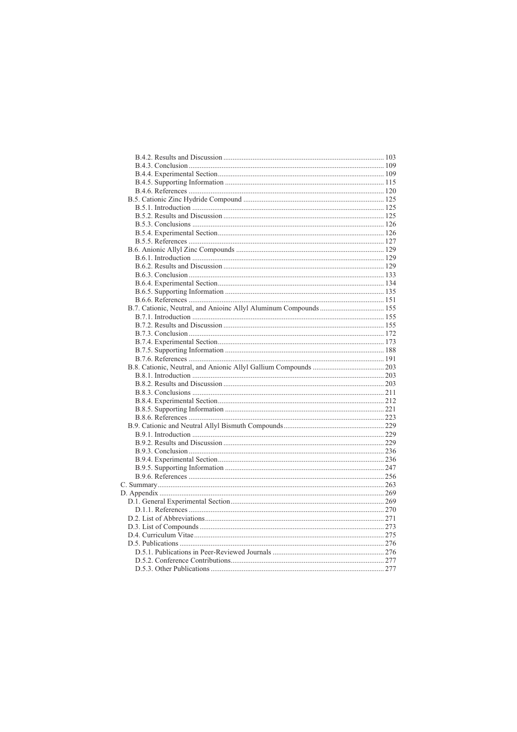B.4.2. Results and Discussion ........................................................................................ 103
B.4.3. Conclusion ........................................................................................................ 109
B.4.4. Experimental Section ........................................................................................ 109
B.4.5. Supporting Information ..................................................................................... 115
B.4.6. References ........................................................................................................ 120
B.5. Cationic Zinc Hydride Compound ............................................................................ 125
B.5.1. Introduction ...................................................................................................... 125
B.5.2. Results and Discussion ..................................................................................... 125
B.5.3. Conclusions ...................................................................................................... 126
B.5.4. Experimental Section ........................................................................................ 126
B.5.5. References ........................................................................................................ 127
B.6. Anionic Allyl Zinc Compounds ................................................................................ 129
B.6.1. Introduction ...................................................................................................... 129
B.6.2. Results and Discussion ..................................................................................... 129
B.6.3. Conclusion ........................................................................................................ 133
B.6.4. Experimental Section ........................................................................................ 134
B.6.5. Supporting Information ..................................................................................... 135
B.6.6. References ........................................................................................................ 151
B.7. Cationic, Neutral, and Anioinc Allyl Aluminum Compounds ................................... 155
B.7.1. Introduction ...................................................................................................... 155
B.7.2. Results and Discussion ..................................................................................... 155
B.7.3. Conclusion ........................................................................................................ 172
B.7.4. Experimental Section ........................................................................................ 173
B.7.5. Supporting Information ..................................................................................... 188
B.7.6. References ........................................................................................................ 191
B.8. Cationic, Neutral, and Anionic Allyl Gallium Compounds ....................................... 203
B.8.1. Introduction ...................................................................................................... 203
B.8.2. Results and Discussion ..................................................................................... 203
B.8.3. Conclusions ...................................................................................................... 211
B.8.4. Experimental Section ........................................................................................ 212
B.8.5. Supporting Information ..................................................................................... 221
B.8.6. References ........................................................................................................ 223
B.9. Cationic and Neutral Allyl Bismuth Compounds ...................................................... 229
B.9.1. Introduction ...................................................................................................... 229
B.9.2. Results and Discussion ..................................................................................... 229
B.9.3. Conclusion ........................................................................................................ 236
B.9.4. Experimental Section ........................................................................................ 236
B.9.5. Supporting Information ..................................................................................... 247
B.9.6. References ........................................................................................................ 256
C. Summary ........................................................................................................................ 263
D. Appendix ....................................................................................................................... 269
D.1. General Experimental Section ................................................................................. 269
D.1.1. References ........................................................................................................ 270
D.2. List of Abbreviations ................................................................................................ 271
D.3. List of Compounds ................................................................................................... 273
D.4. Curriculum Vitae ...................................................................................................... 275
D.5. Publications .............................................................................................................. 276
D.5.1. Publications in Peer-Reviewed Journals .......................................................... 276
D.5.2. Conference Contributions ................................................................................. 277
D.5.3. Other Publications ............................................................................................. 277